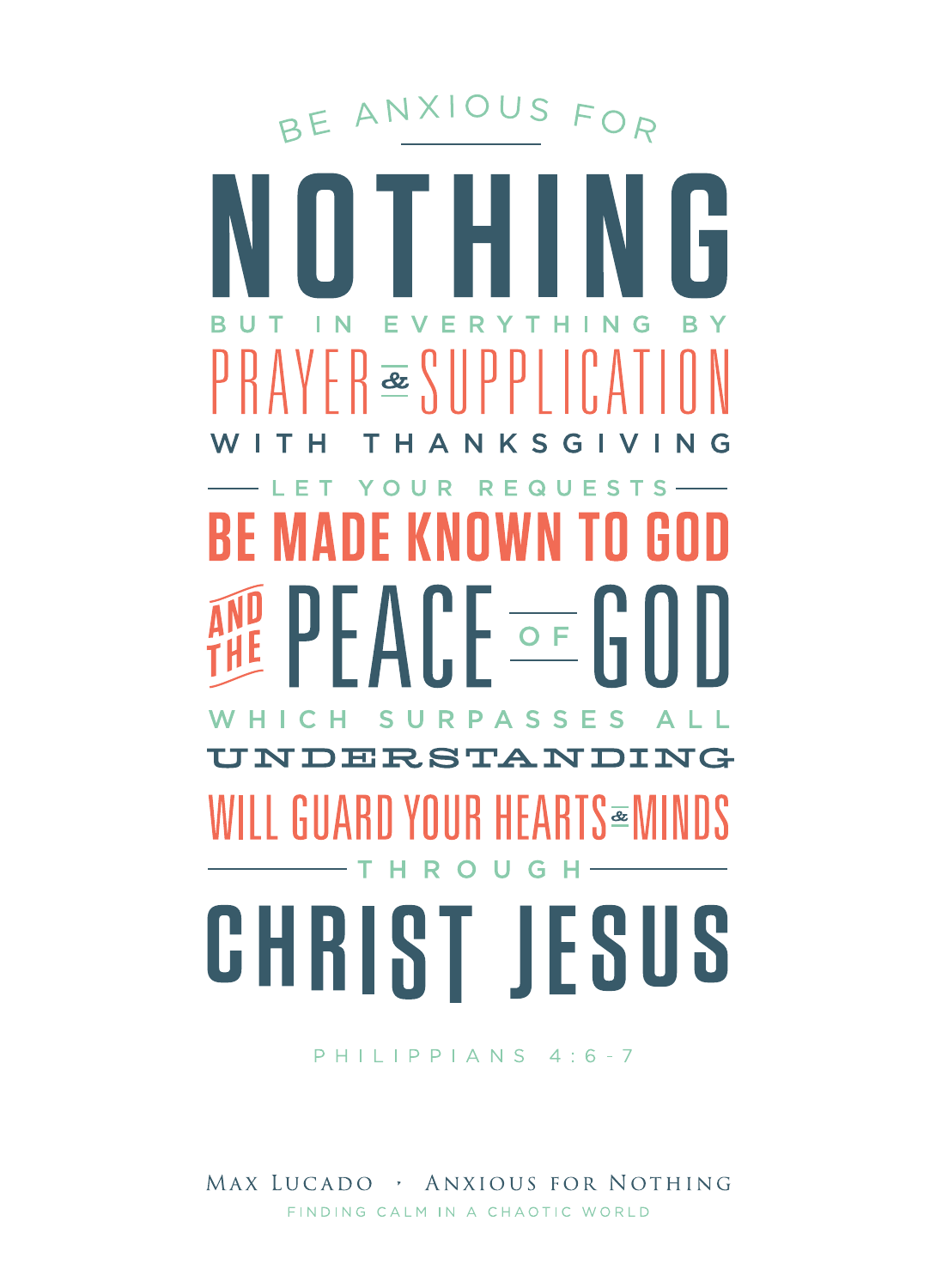BE ANXIOUS FOR

# NOTHING

BUT IN EVERYTHING BY

PRAYER & SUPPLICATION

WITH THANKSGIVING

LET YOUR REQUESTS

BE MADE KNOWN TO GOD

AND THE PEACE OF GOD

WHICH SURPASSES ALL

UNDERSTANDING

WILL GUARD YOUR HEARTS & MINDS

THROUGH

# CHRIST JESUS

PHILIPPIANS 4:6-7

MAX LUCADO · ANXIOUS FOR NOTHING

FINDING CALM IN A CHAOTIC WORLD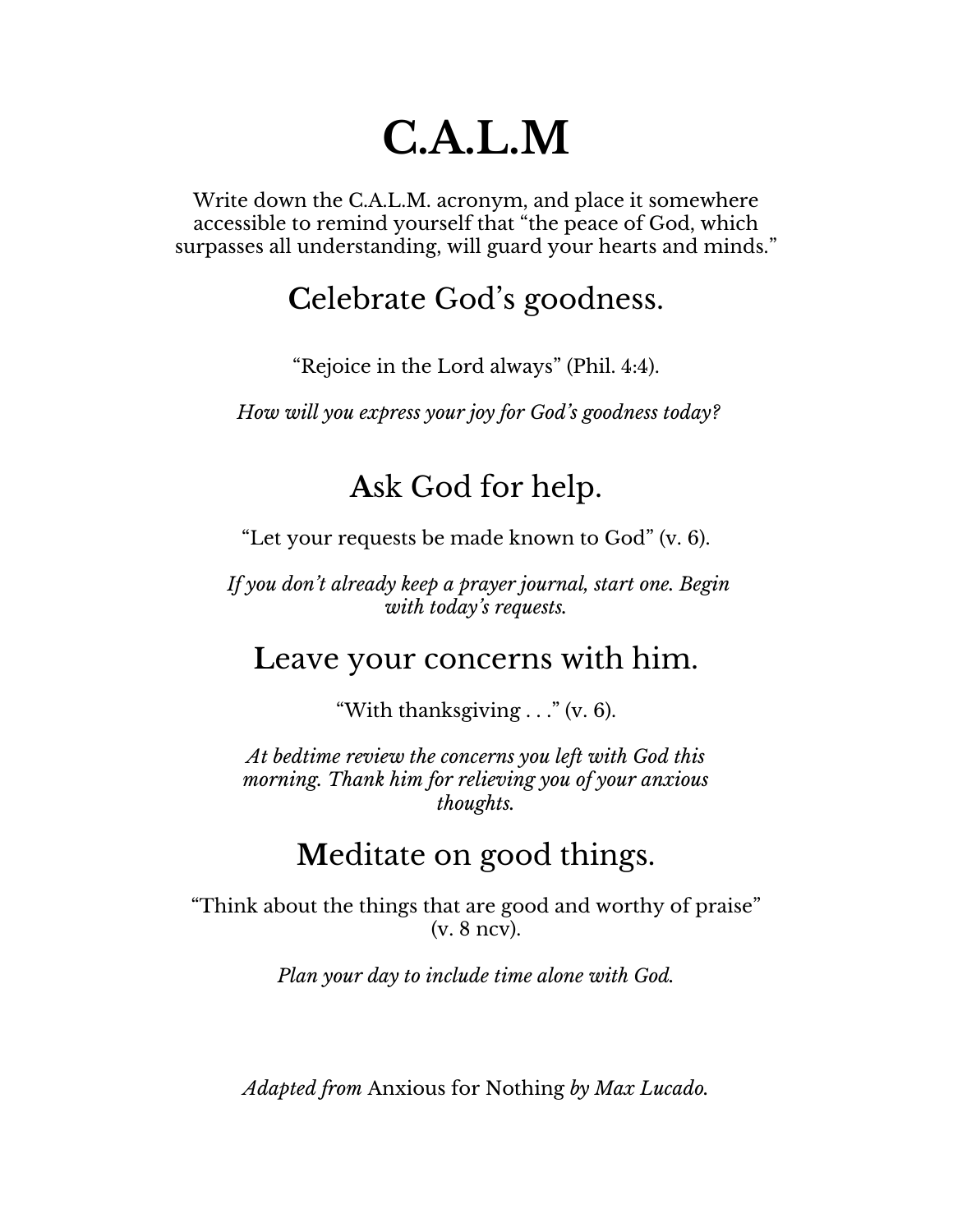# C.A.L.M

Write down the C.A.L.M. acronym, and place it somewhere accessible to remind yourself that "the peace of God, which surpasses all understanding, will guard your hearts and minds."

## **C**elebrate God's goodness.

"Rejoice in the Lord always" (Phil. 4:4).

*How will you express your joy for God's goodness today?*

## **A**sk God for help.

"Let your requests be made known to God" (v. 6).

*If you don't already keep a prayer journal, start one. Begin with today's requests.*

## **L**eave your concerns with him.

"With thanksgiving . . ." (v. 6).

*At bedtime review the concerns you left with God this morning. Thank him for relieving you of your anxious thoughts.*

## **M**editate on good things.

"Think about the things that are good and worthy of praise" (v. 8 ncv).

*Plan your day to include time alone with God.*

*Adapted from* Anxious for Nothing *by Max Lucado.*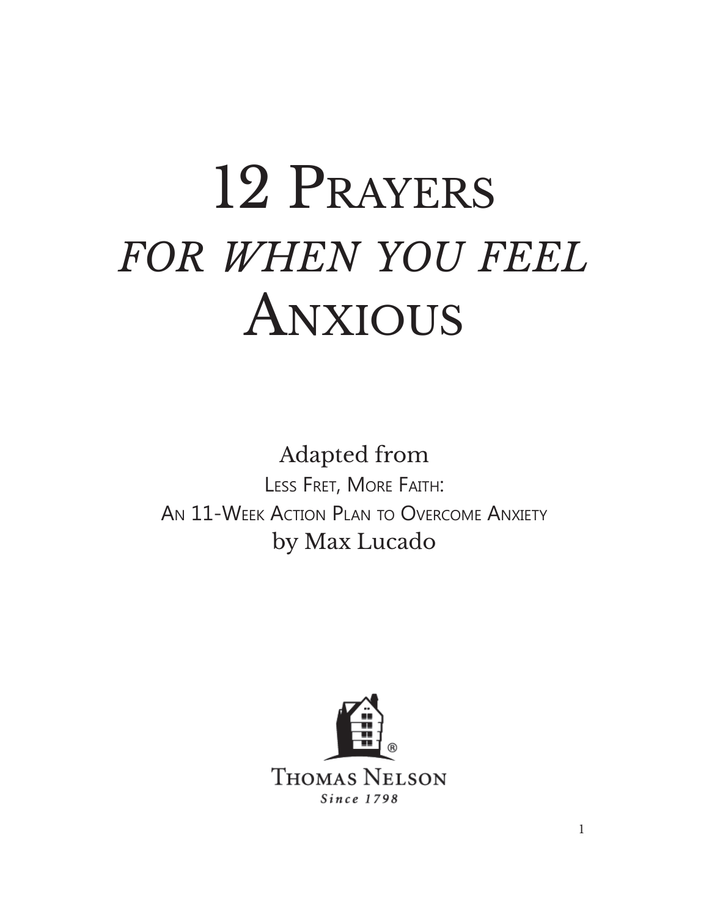# 12 Prayers *for when you feel* Anxious

Adapted from

Less Fret, More Faith:

An 11-Week Action Plan to Overcome Anxiety

by Max Lucado

Thomas Nelson

*Since 1798*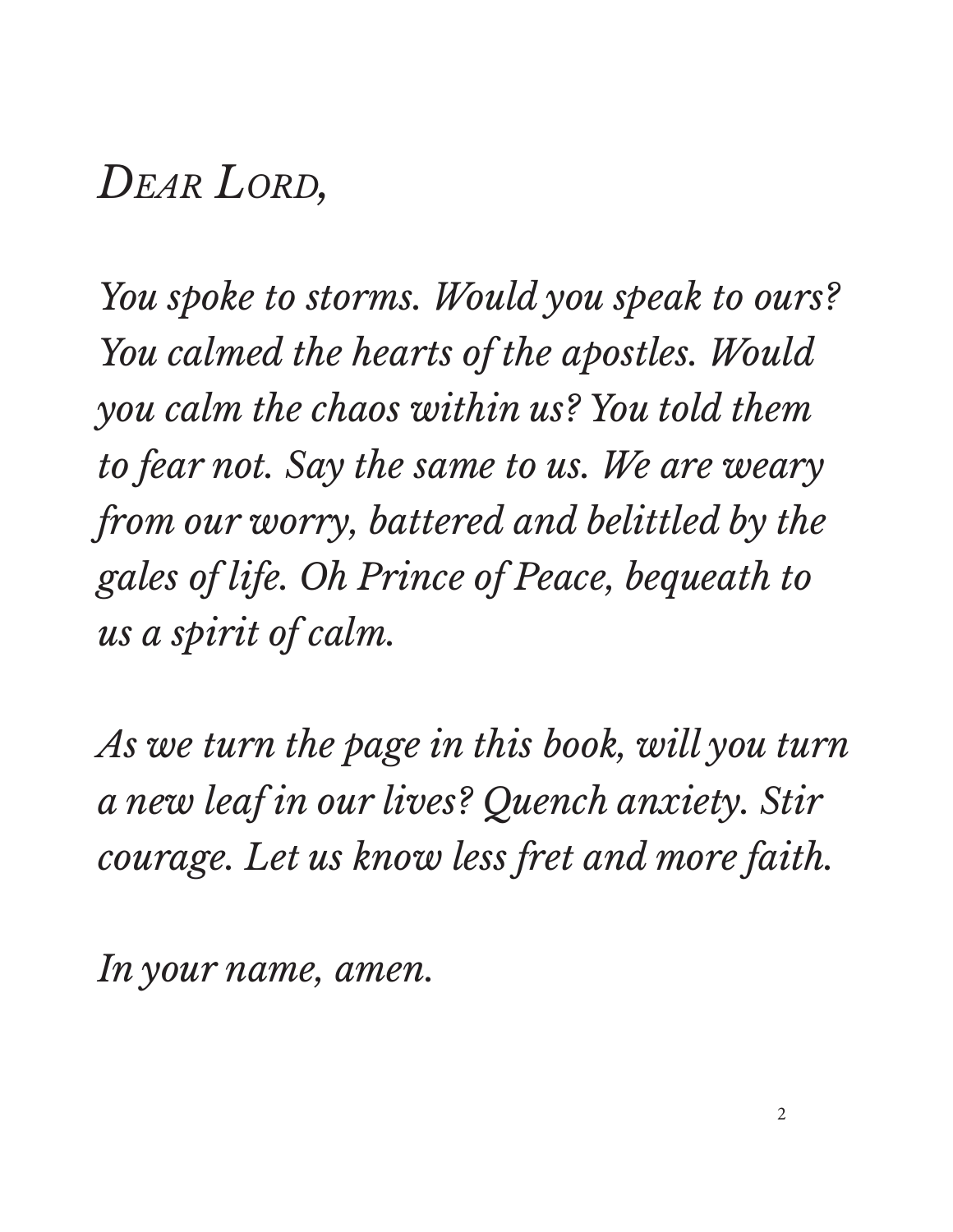*Dear Lord,*

*You spoke to storms. Would you speak to ours? You calmed the hearts of the apostles. Would you calm the chaos within us? You told them to fear not. Say the same to us. We are weary from our worry, battered and belittled by the gales of life. Oh Prince of Peace, bequeath to us a spirit of calm.*

*As we turn the page in this book, will you turn a new leaf in our lives? Quench anxiety. Stir courage. Let us know less fret and more faith.*

*In your name, amen.*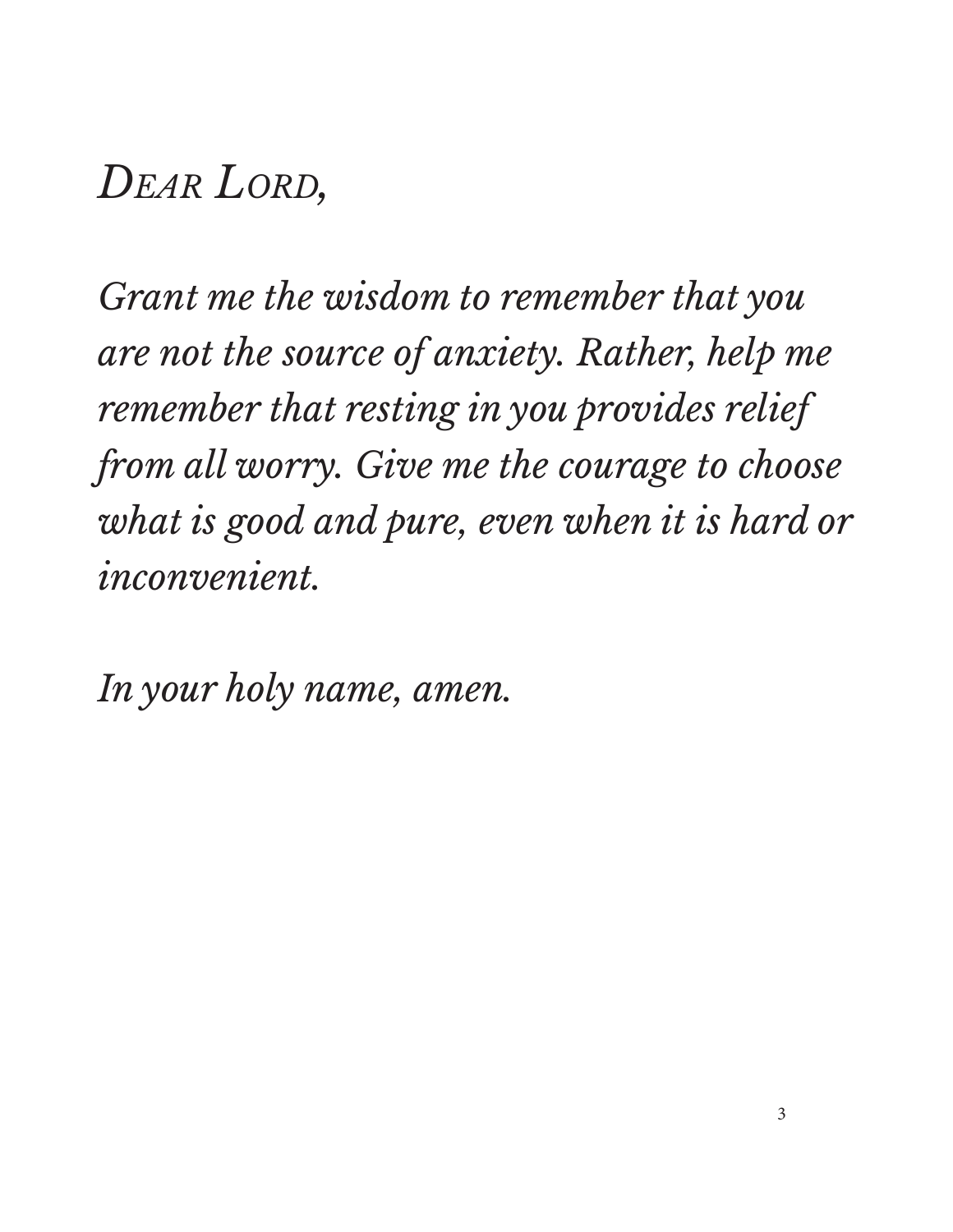*Dear Lord,*

*Grant me the wisdom to remember that you are not the source of anxiety. Rather, help me remember that resting in you provides relief from all worry. Give me the courage to choose what is good and pure, even when it is hard or inconvenient.*

*In your holy name, amen.*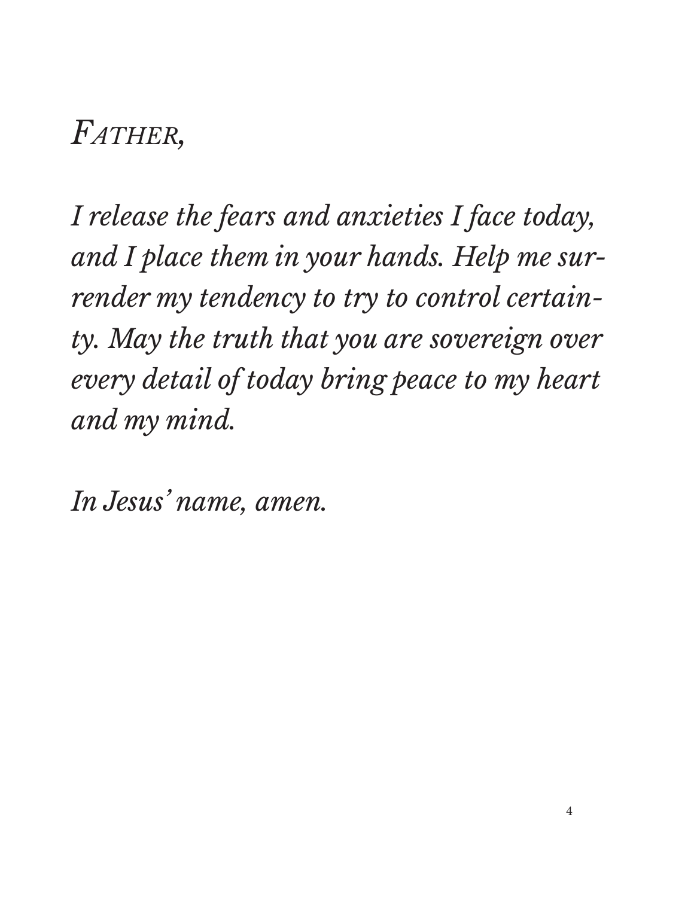*Father,*

*I release the fears and anxieties I face today, and I place them in your hands. Help me surrender my tendency to try to control certainty. May the truth that you are sovereign over every detail of today bring peace to my heart and my mind.*

*In Jesus' name, amen.*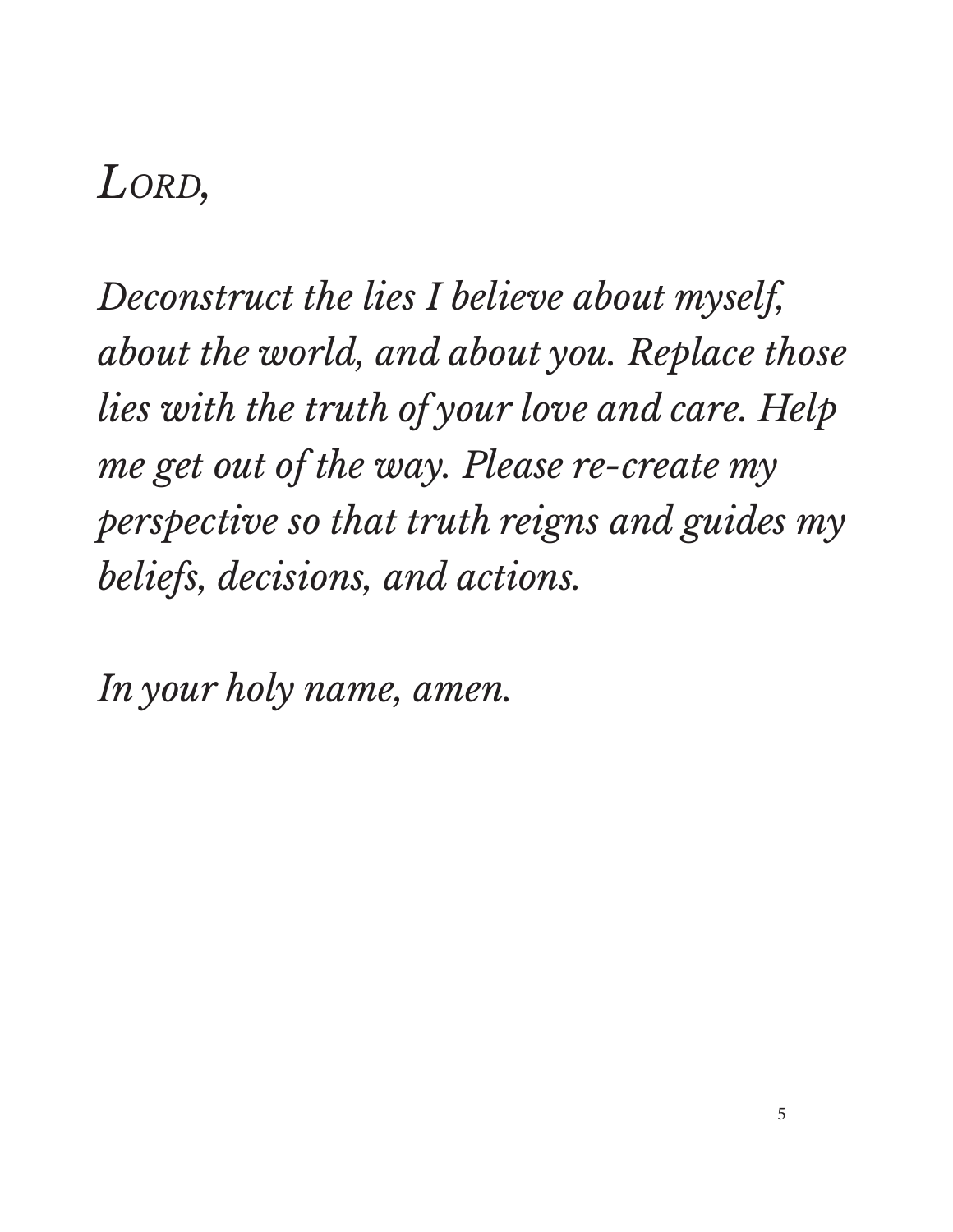*Lord,*

*Deconstruct the lies I believe about myself, about the world, and about you. Replace those lies with the truth of your love and care. Help me get out of the way. Please re-create my perspective so that truth reigns and guides my beliefs, decisions, and actions.*

*In your holy name, amen.*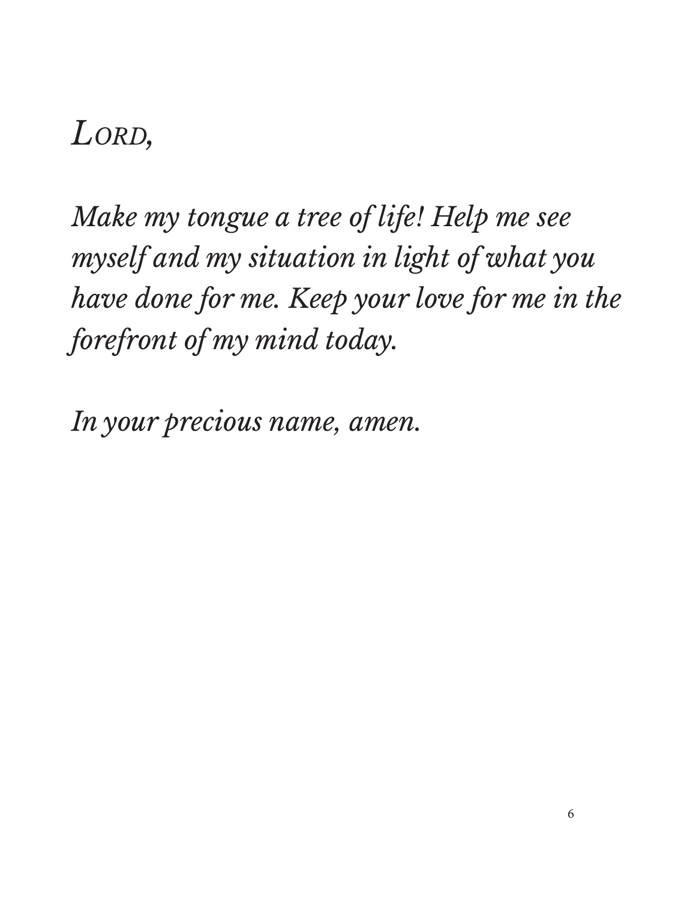*Lord,*

*Make my tongue a tree of life! Help me see myself and my situation in light of what you have done for me. Keep your love for me in the forefront of my mind today.*

*In your precious name, amen.*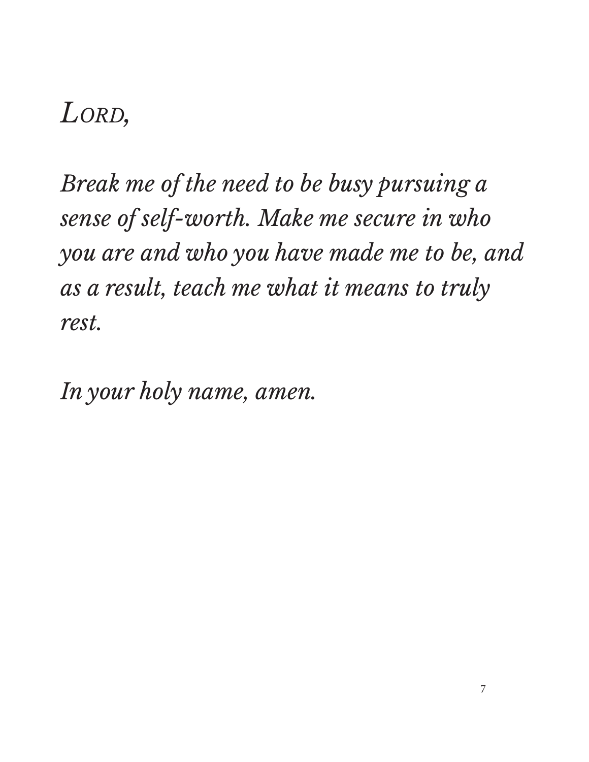*Lord,*

*Break me of the need to be busy pursuing a sense of self-worth. Make me secure in who you are and who you have made me to be, and as a result, teach me what it means to truly rest.*

*In your holy name, amen.*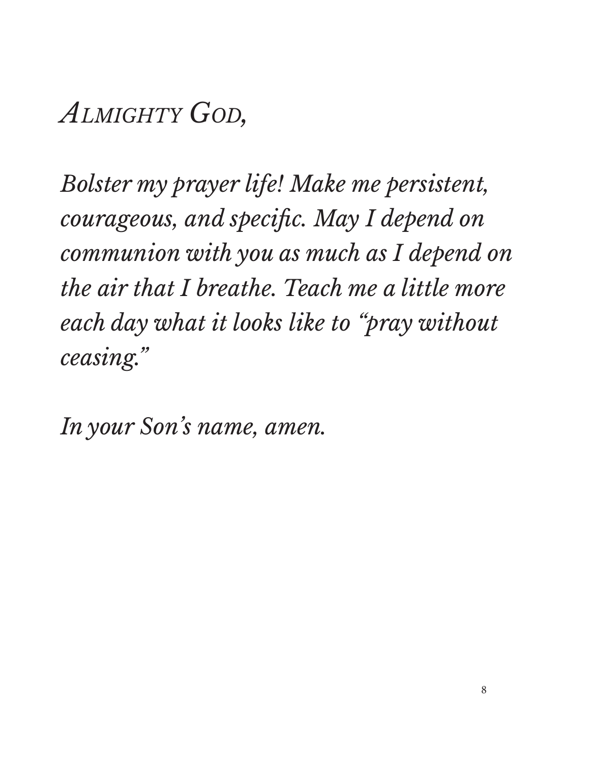*Almighty God,*

*Bolster my prayer life! Make me persistent, courageous, and specific. May I depend on communion with you as much as I depend on the air that I breathe. Teach me a little more each day what it looks like to "pray without ceasing."*

*In your Son's name, amen.*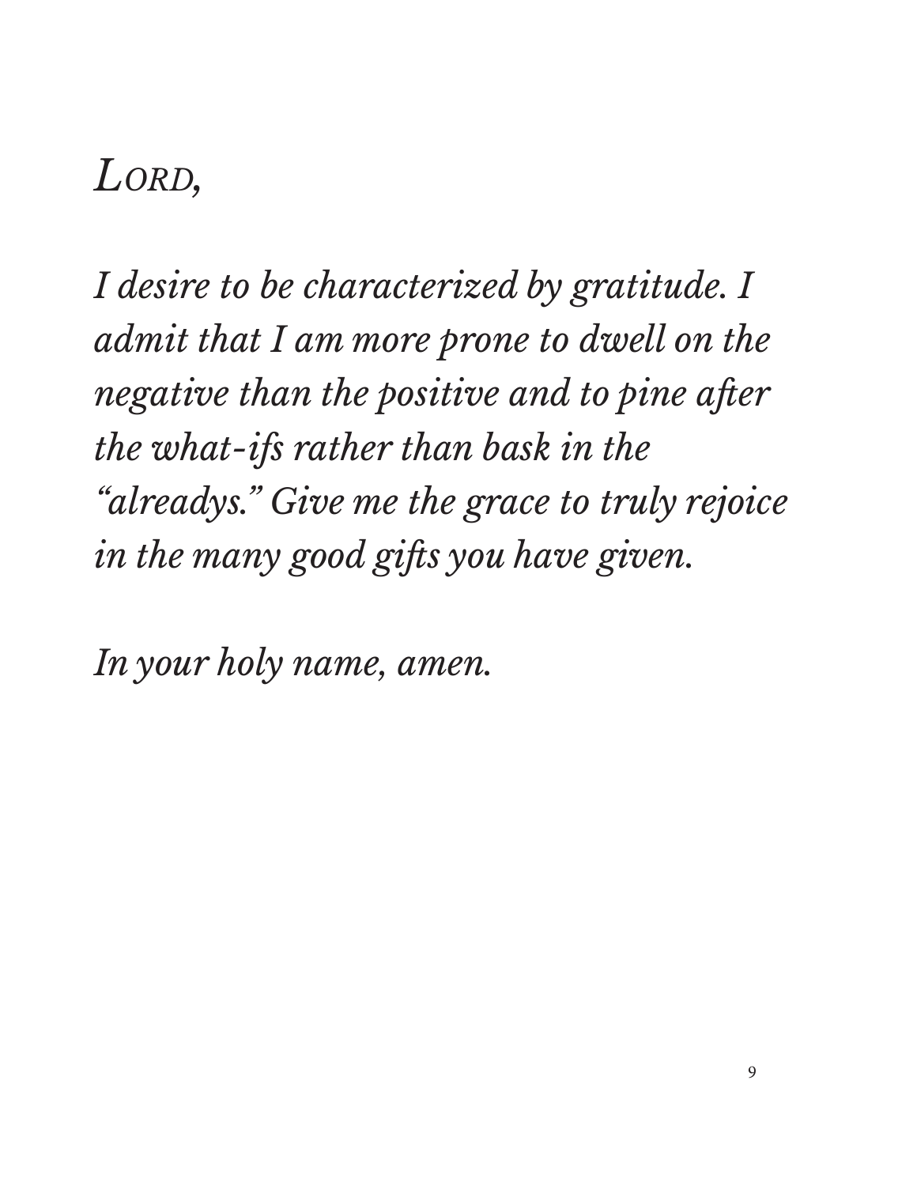*Lord,*

*I desire to be characterized by gratitude. I admit that I am more prone to dwell on the negative than the positive and to pine after the what-ifs rather than bask in the "alreadys." Give me the grace to truly rejoice in the many good gifts you have given.*

*In your holy name, amen.*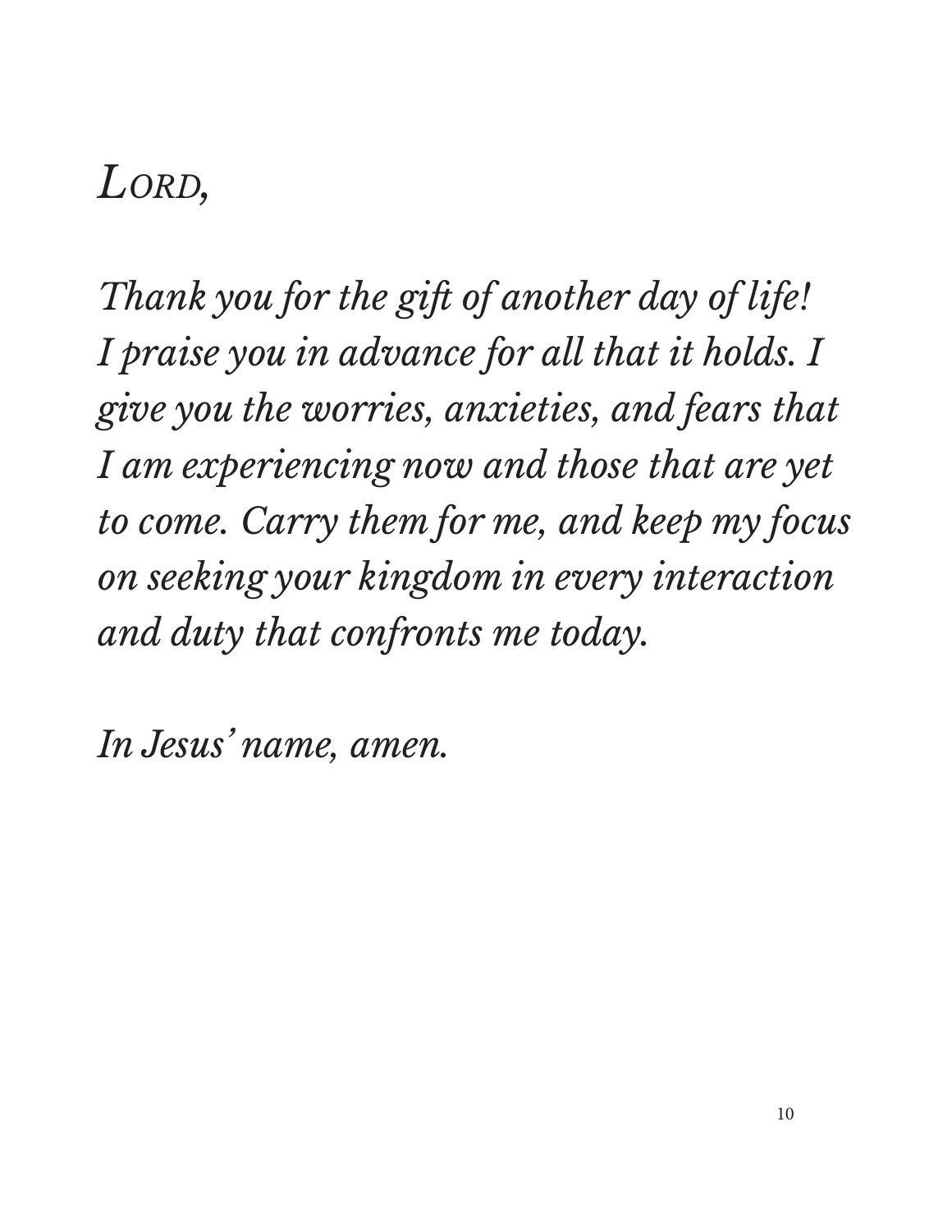*Lord,*

*Thank you for the gift of another day of life! I praise you in advance for all that it holds. I give you the worries, anxieties, and fears that I am experiencing now and those that are yet to come. Carry them for me, and keep my focus on seeking your kingdom in every interaction and duty that confronts me today.*

*In Jesus' name, amen.*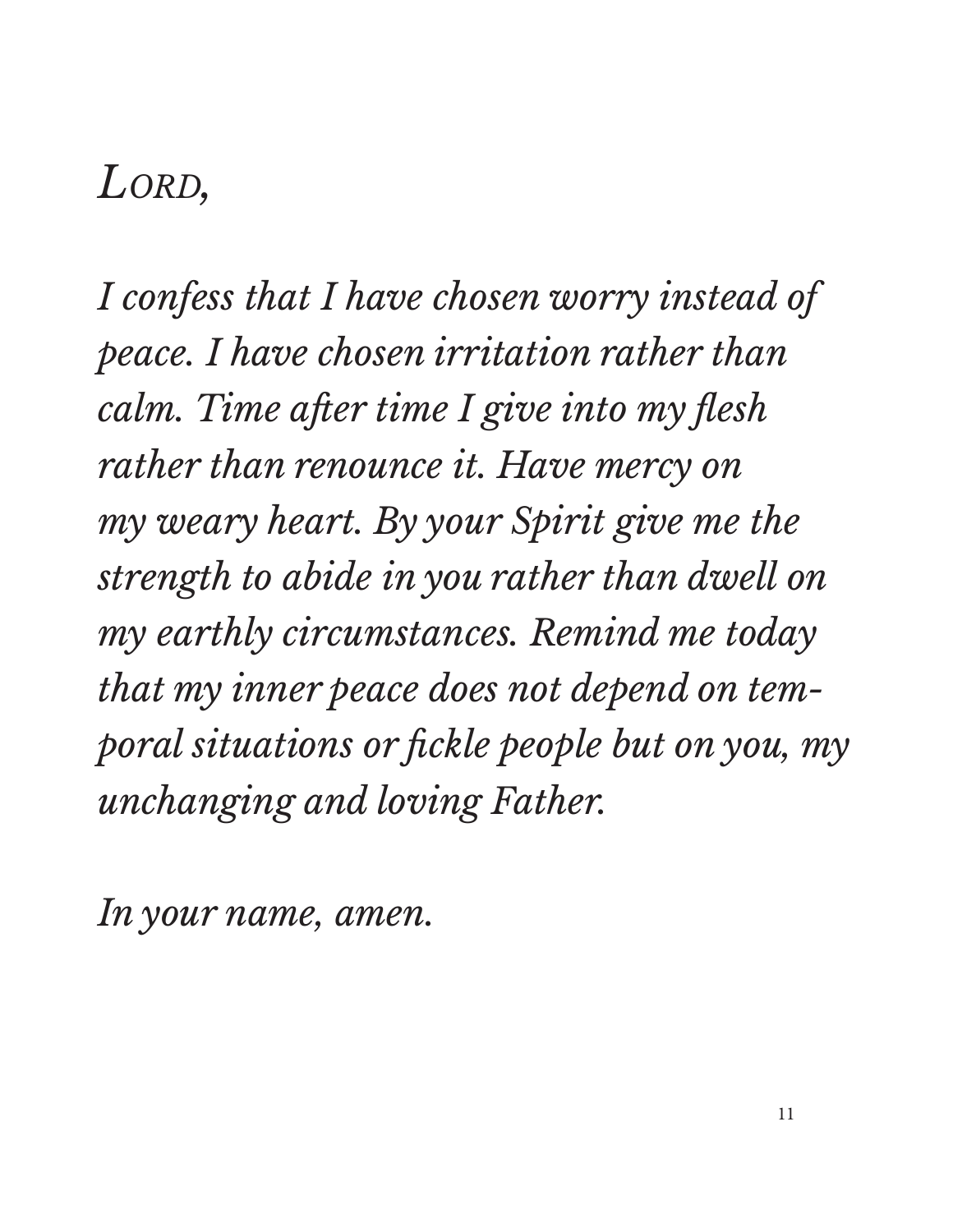*Lord,*

*I confess that I have chosen worry instead of peace. I have chosen irritation rather than calm. Time after time I give into my flesh rather than renounce it. Have mercy on my weary heart. By your Spirit give me the strength to abide in you rather than dwell on my earthly circumstances. Remind me today that my inner peace does not depend on temporal situations or fickle people but on you, my unchanging and loving Father.*

*In your name, amen.*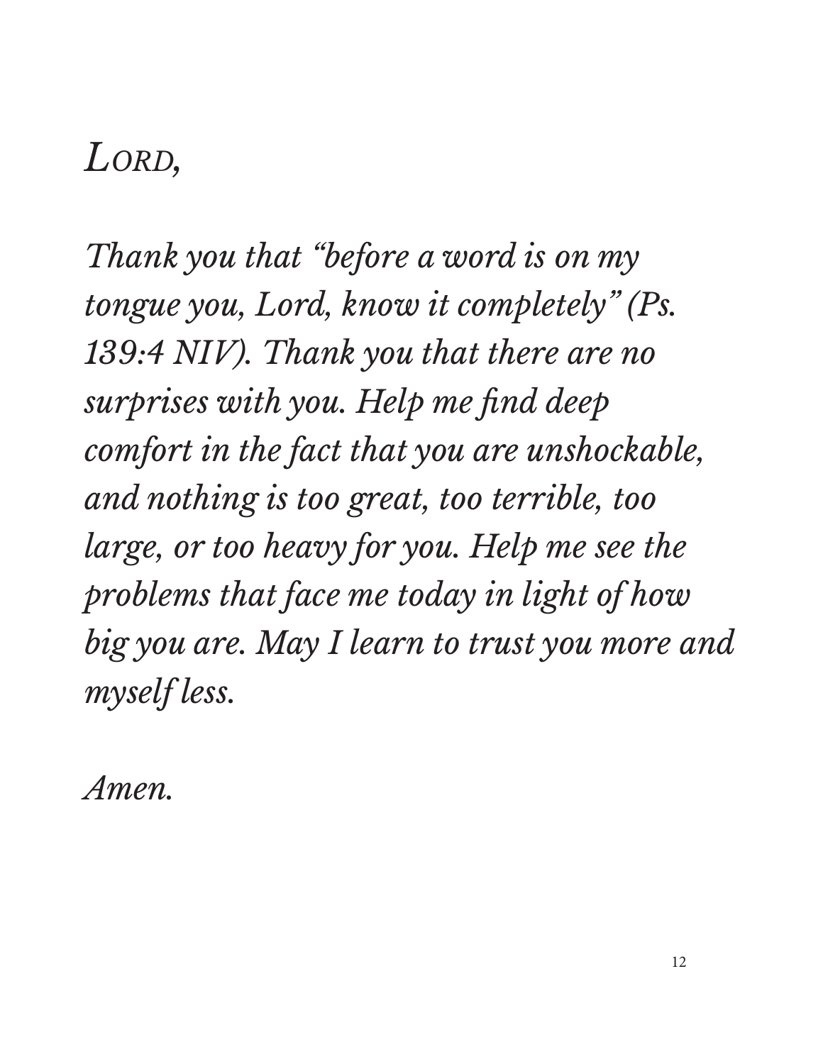*LORD,*

*Thank you that "before a word is on my tongue you, Lord, know it completely" (Ps. 139:4 NIV). Thank you that there are no surprises with you. Help me find deep comfort in the fact that you are unshockable, and nothing is too great, too terrible, too large, or too heavy for you. Help me see the problems that face me today in light of how big you are. May I learn to trust you more and myself less.*

*Amen.*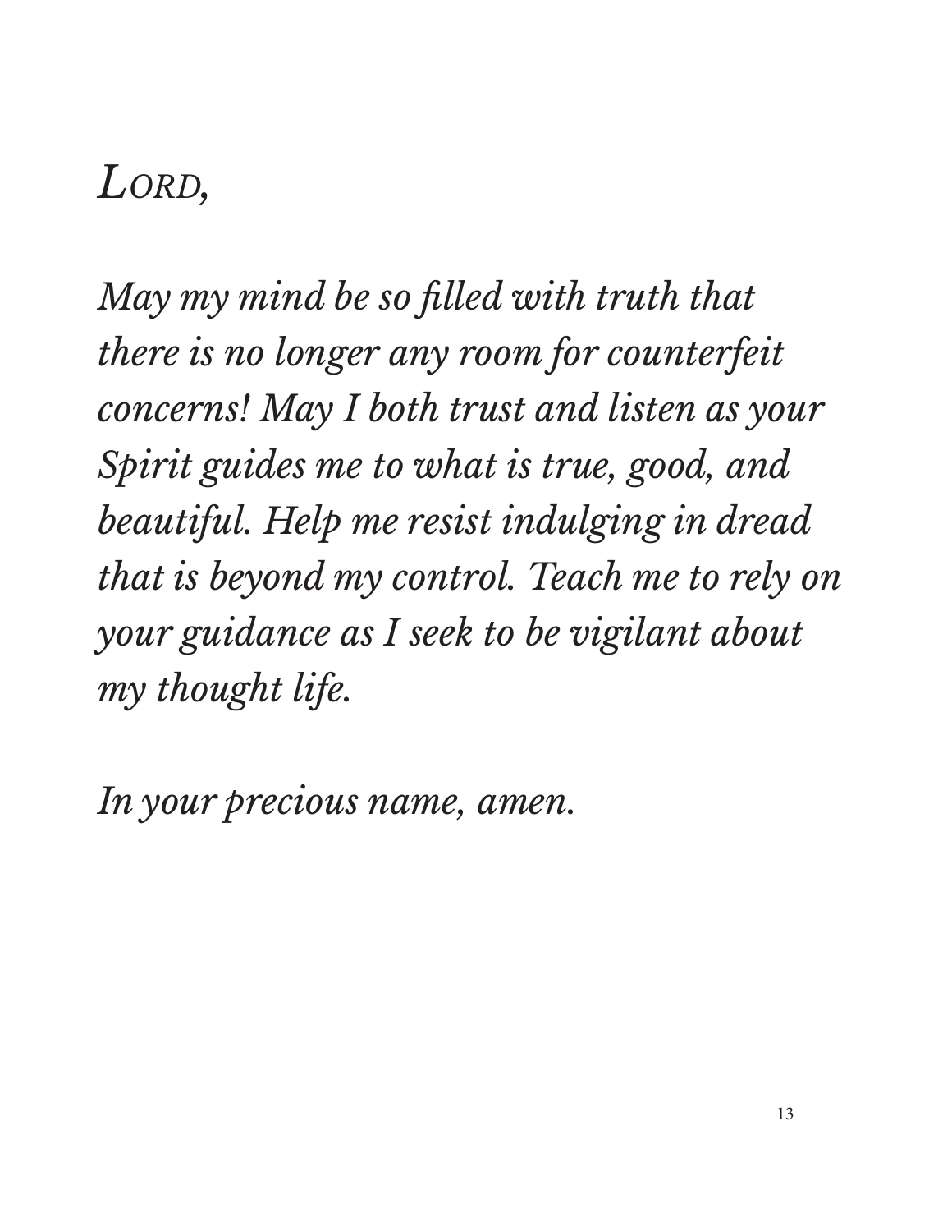*Lord,*

*May my mind be so filled with truth that there is no longer any room for counterfeit concerns! May I both trust and listen as your Spirit guides me to what is true, good, and beautiful. Help me resist indulging in dread that is beyond my control. Teach me to rely on your guidance as I seek to be vigilant about my thought life.*

*In your precious name, amen.*